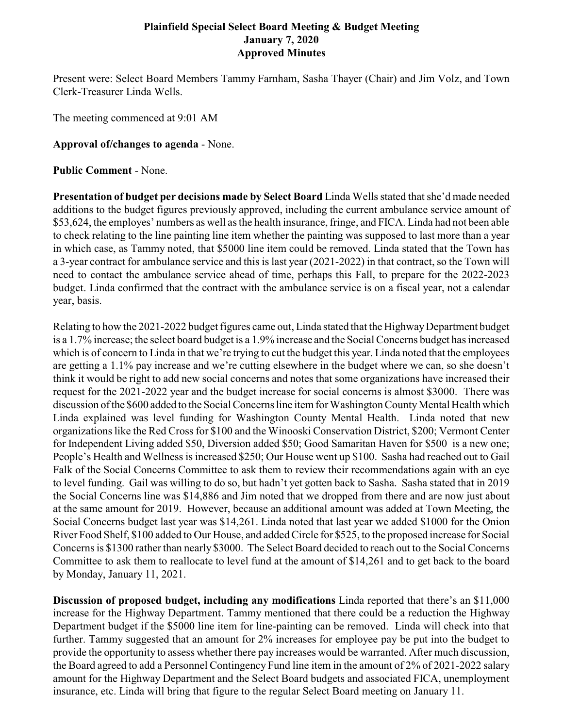**Plainfield Special Select Board Meeting & Budget Meeting**
**January 7, 2020**
**Approved Minutes**

Present were: Select Board Members Tammy Farnham, Sasha Thayer (Chair) and Jim Volz, and Town Clerk-Treasurer Linda Wells.

The meeting commenced at 9:01 AM

**Approval of/changes to agenda** - None.

**Public Comment** - None.

**Presentation of budget per decisions made by Select Board** Linda Wells stated that she'd made needed additions to the budget figures previously approved, including the current ambulance service amount of $53,624, the employes' numbers as well as the health insurance, fringe, and FICA. Linda had not been able to check relating to the line painting line item whether the painting was supposed to last more than a year in which case, as Tammy noted, that $5000 line item could be removed. Linda stated that the Town has a 3-year contract for ambulance service and this is last year (2021-2022) in that contract, so the Town will need to contact the ambulance service ahead of time, perhaps this Fall, to prepare for the 2022-2023 budget. Linda confirmed that the contract with the ambulance service is on a fiscal year, not a calendar year, basis.

Relating to how the 2021-2022 budget figures came out, Linda stated that the Highway Department budget is a 1.7% increase; the select board budget is a 1.9% increase and the Social Concerns budget has increased which is of concern to Linda in that we're trying to cut the budget this year. Linda noted that the employees are getting a 1.1% pay increase and we're cutting elsewhere in the budget where we can, so she doesn't think it would be right to add new social concerns and notes that some organizations have increased their request for the 2021-2022 year and the budget increase for social concerns is almost $3000. There was discussion of the $600 added to the Social Concerns line item for Washington County Mental Health which Linda explained was level funding for Washington County Mental Health. Linda noted that new organizations like the Red Cross for $100 and the Winooski Conservation District, $200; Vermont Center for Independent Living added $50, Diversion added $50; Good Samaritan Haven for $500 is a new one; People's Health and Wellness is increased $250; Our House went up $100. Sasha had reached out to Gail Falk of the Social Concerns Committee to ask them to review their recommendations again with an eye to level funding. Gail was willing to do so, but hadn't yet gotten back to Sasha. Sasha stated that in 2019 the Social Concerns line was $14,886 and Jim noted that we dropped from there and are now just about at the same amount for 2019. However, because an additional amount was added at Town Meeting, the Social Concerns budget last year was $14,261. Linda noted that last year we added $1000 for the Onion River Food Shelf, $100 added to Our House, and added Circle for $525, to the proposed increase for Social Concerns is $1300 rather than nearly $3000. The Select Board decided to reach out to the Social Concerns Committee to ask them to reallocate to level fund at the amount of $14,261 and to get back to the board by Monday, January 11, 2021.

**Discussion of proposed budget, including any modifications** Linda reported that there's an $11,000 increase for the Highway Department. Tammy mentioned that there could be a reduction the Highway Department budget if the $5000 line item for line-painting can be removed. Linda will check into that further. Tammy suggested that an amount for 2% increases for employee pay be put into the budget to provide the opportunity to assess whether there pay increases would be warranted. After much discussion, the Board agreed to add a Personnel Contingency Fund line item in the amount of 2% of 2021-2022 salary amount for the Highway Department and the Select Board budgets and associated FICA, unemployment insurance, etc. Linda will bring that figure to the regular Select Board meeting on January 11.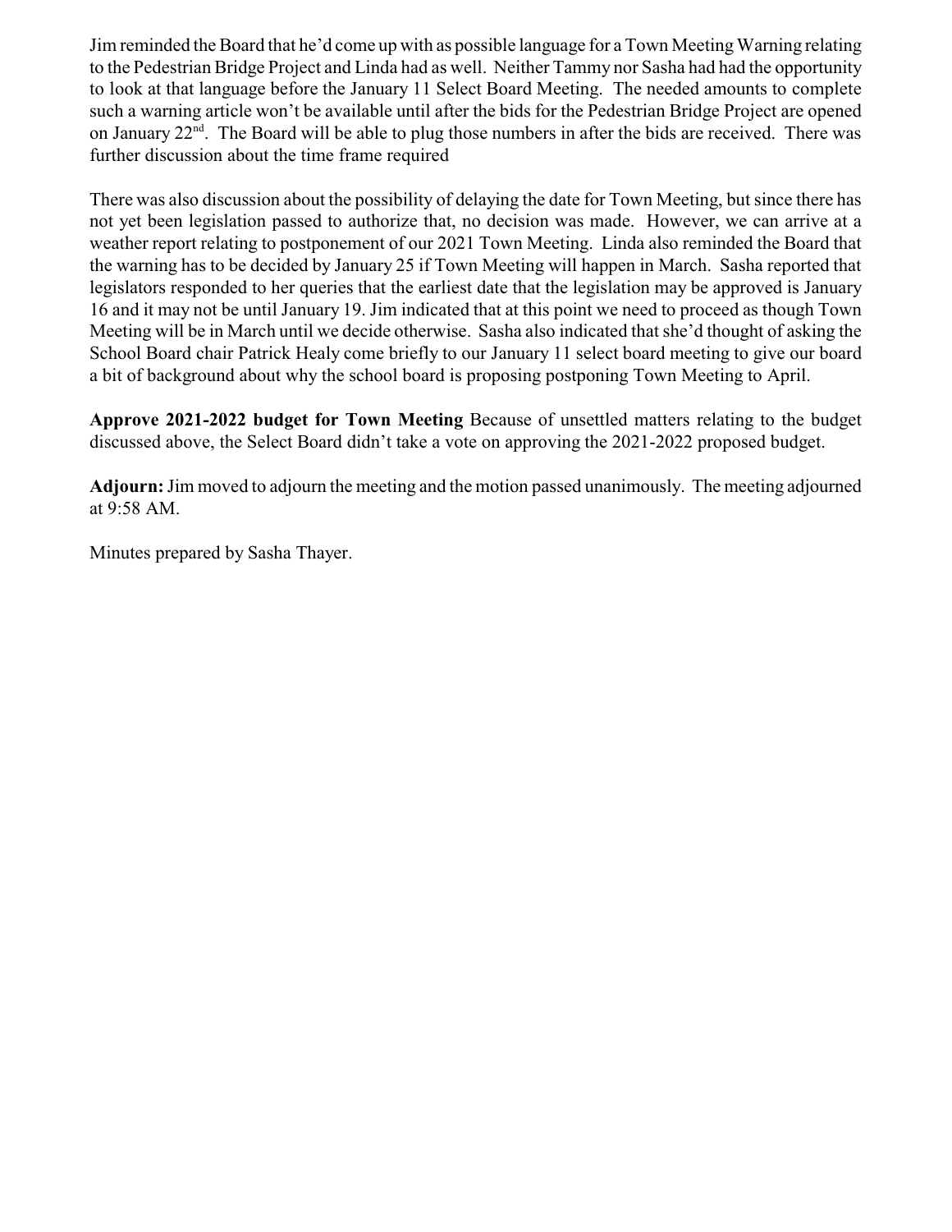Jim reminded the Board that he'd come up with as possible language for a Town Meeting Warning relating to the Pedestrian Bridge Project and Linda had as well. Neither Tammy nor Sasha had had the opportunity to look at that language before the January 11 Select Board Meeting. The needed amounts to complete such a warning article won't be available until after the bids for the Pedestrian Bridge Project are opened on January 22nd. The Board will be able to plug those numbers in after the bids are received. There was further discussion about the time frame required

There was also discussion about the possibility of delaying the date for Town Meeting, but since there has not yet been legislation passed to authorize that, no decision was made. However, we can arrive at a weather report relating to postponement of our 2021 Town Meeting. Linda also reminded the Board that the warning has to be decided by January 25 if Town Meeting will happen in March. Sasha reported that legislators responded to her queries that the earliest date that the legislation may be approved is January 16 and it may not be until January 19. Jim indicated that at this point we need to proceed as though Town Meeting will be in March until we decide otherwise. Sasha also indicated that she'd thought of asking the School Board chair Patrick Healy come briefly to our January 11 select board meeting to give our board a bit of background about why the school board is proposing postponing Town Meeting to April.

**Approve 2021-2022 budget for Town Meeting** Because of unsettled matters relating to the budget discussed above, the Select Board didn't take a vote on approving the 2021-2022 proposed budget.

**Adjourn:** Jim moved to adjourn the meeting and the motion passed unanimously. The meeting adjourned at 9:58 AM.

Minutes prepared by Sasha Thayer.